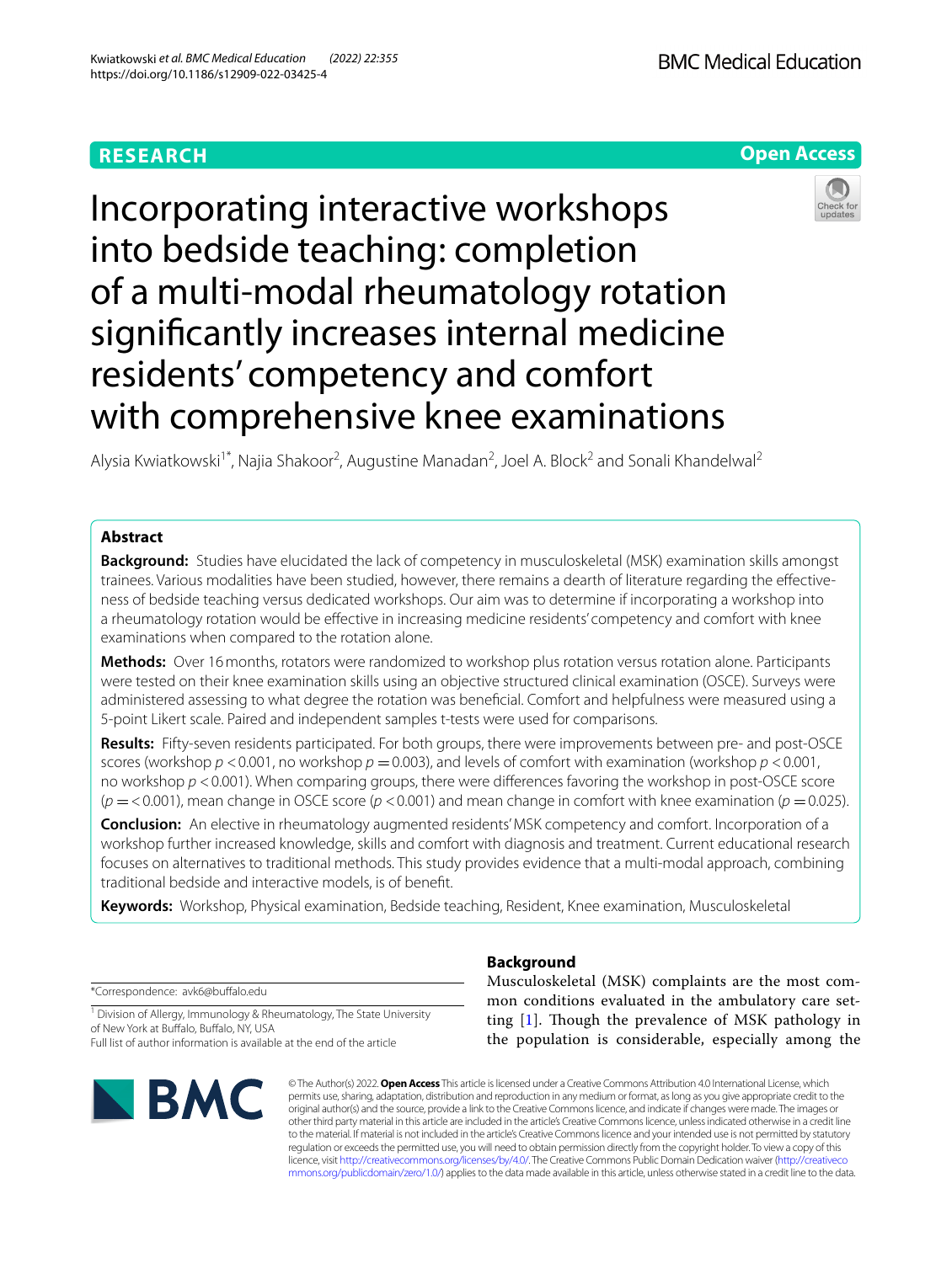RESEARCH

Open Access

# Incorporating interactive workshops into bedside teaching: completion of a multi-modal rheumatology rotation significantly increases internal medicine residents' competency and comfort with comprehensive knee examinations

Alysia Kwiatkowski[1*], Najia Shakoor[2], Augustine Manadan[2], Joel A. Block[2] and Sonali Khandelwal[2]

## Abstract

**Background:** Studies have elucidated the lack of competency in musculoskeletal (MSK) examination skills amongst trainees. Various modalities have been studied, however, there remains a dearth of literature regarding the effectiveness of bedside teaching versus dedicated workshops. Our aim was to determine if incorporating a workshop into a rheumatology rotation would be effective in increasing medicine residents' competency and comfort with knee examinations when compared to the rotation alone.

**Methods:** Over 16 months, rotators were randomized to workshop plus rotation versus rotation alone. Participants were tested on their knee examination skills using an objective structured clinical examination (OSCE). Surveys were administered assessing to what degree the rotation was beneficial. Comfort and helpfulness were measured using a 5-point Likert scale. Paired and independent samples t-tests were used for comparisons.

**Results:** Fifty-seven residents participated. For both groups, there were improvements between pre- and post-OSCE scores (workshop $p < 0.001$, no workshop $p = 0.003$), and levels of comfort with examination (workshop $p < 0.001$, no workshop $p < 0.001$). When comparing groups, there were differences favoring the workshop in post-OSCE score ($p = < 0.001$), mean change in OSCE score ($p < 0.001$) and mean change in comfort with knee examination ($p = 0.025$).

**Conclusion:** An elective in rheumatology augmented residents' MSK competency and comfort. Incorporation of a workshop further increased knowledge, skills and comfort with diagnosis and treatment. Current educational research focuses on alternatives to traditional methods. This study provides evidence that a multi-modal approach, combining traditional bedside and interactive models, is of benefit.

**Keywords:** Workshop, Physical examination, Bedside teaching, Resident, Knee examination, Musculoskeletal

*Correspondence: avk6@buffalo.edu

[1] Division of Allergy, Immunology & Rheumatology, The State University of New York at Buffalo, Buffalo, NY, USA

Full list of author information is available at the end of the article

## Background

Musculoskeletal (MSK) complaints are the most common conditions evaluated in the ambulatory care setting [1]. Though the prevalence of MSK pathology in the population is considerable, especially among the

© The Author(s) 2022. **Open Access** This article is licensed under a Creative Commons Attribution 4.0 International License, which permits use, sharing, adaptation, distribution and reproduction in any medium or format, as long as you give appropriate credit to the original author(s) and the source, provide a link to the Creative Commons licence, and indicate if changes were made. The images or other third party material in this article are included in the article's Creative Commons licence, unless indicated otherwise in a credit line to the material. If material is not included in the article's Creative Commons licence and your intended use is not permitted by statutory regulation or exceeds the permitted use, you will need to obtain permission directly from the copyright holder. To view a copy of this licence, visit http://creativecommons.org/licenses/by/4.0/. The Creative Commons Public Domain Dedication waiver (http://creativecommons.org/publicdomain/zero/1.0/) applies to the data made available in this article, unless otherwise stated in a credit line to the data.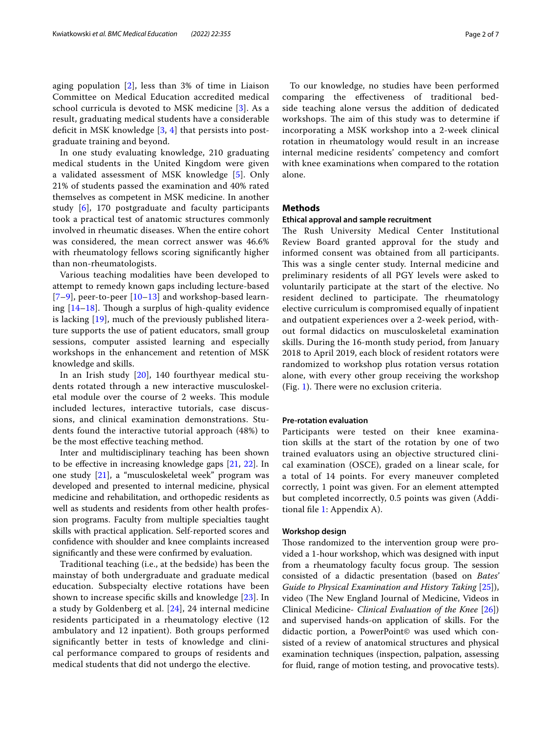aging population [2], less than 3% of time in Liaison Committee on Medical Education accredited medical school curricula is devoted to MSK medicine [3]. As a result, graduating medical students have a considerable deficit in MSK knowledge [3, 4] that persists into postgraduate training and beyond.

In one study evaluating knowledge, 210 graduating medical students in the United Kingdom were given a validated assessment of MSK knowledge [5]. Only 21% of students passed the examination and 40% rated themselves as competent in MSK medicine. In another study [6], 170 postgraduate and faculty participants took a practical test of anatomic structures commonly involved in rheumatic diseases. When the entire cohort was considered, the mean correct answer was 46.6% with rheumatology fellows scoring significantly higher than non-rheumatologists.

Various teaching modalities have been developed to attempt to remedy known gaps including lecture-based [7–9], peer-to-peer [10–13] and workshop-based learning [14–18]. Though a surplus of high-quality evidence is lacking [19], much of the previously published literature supports the use of patient educators, small group sessions, computer assisted learning and especially workshops in the enhancement and retention of MSK knowledge and skills.

In an Irish study [20], 140 fourthyear medical students rotated through a new interactive musculoskeletal module over the course of 2 weeks. This module included lectures, interactive tutorials, case discussions, and clinical examination demonstrations. Students found the interactive tutorial approach (48%) to be the most effective teaching method.

Inter and multidisciplinary teaching has been shown to be effective in increasing knowledge gaps [21, 22]. In one study [21], a "musculoskeletal week" program was developed and presented to internal medicine, physical medicine and rehabilitation, and orthopedic residents as well as students and residents from other health profession programs. Faculty from multiple specialties taught skills with practical application. Self-reported scores and confidence with shoulder and knee complaints increased significantly and these were confirmed by evaluation.

Traditional teaching (i.e., at the bedside) has been the mainstay of both undergraduate and graduate medical education. Subspecialty elective rotations have been shown to increase specific skills and knowledge [23]. In a study by Goldenberg et al. [24], 24 internal medicine residents participated in a rheumatology elective (12 ambulatory and 12 inpatient). Both groups performed significantly better in tests of knowledge and clinical performance compared to groups of residents and medical students that did not undergo the elective.

To our knowledge, no studies have been performed comparing the effectiveness of traditional bedside teaching alone versus the addition of dedicated workshops. The aim of this study was to determine if incorporating a MSK workshop into a 2-week clinical rotation in rheumatology would result in an increase internal medicine residents' competency and comfort with knee examinations when compared to the rotation alone.

## Methods

### Ethical approval and sample recruitment

The Rush University Medical Center Institutional Review Board granted approval for the study and informed consent was obtained from all participants. This was a single center study. Internal medicine and preliminary residents of all PGY levels were asked to voluntarily participate at the start of the elective. No resident declined to participate. The rheumatology elective curriculum is compromised equally of inpatient and outpatient experiences over a 2-week period, without formal didactics on musculoskeletal examination skills. During the 16-month study period, from January 2018 to April 2019, each block of resident rotators were randomized to workshop plus rotation versus rotation alone, with every other group receiving the workshop (Fig. 1). There were no exclusion criteria.

### Pre-rotation evaluation

Participants were tested on their knee examination skills at the start of the rotation by one of two trained evaluators using an objective structured clinical examination (OSCE), graded on a linear scale, for a total of 14 points. For every maneuver completed correctly, 1 point was given. For an element attempted but completed incorrectly, 0.5 points was given (Additional file 1: Appendix A).

### Workshop design

Those randomized to the intervention group were provided a 1-hour workshop, which was designed with input from a rheumatology faculty focus group. The session consisted of a didactic presentation (based on *Bates' Guide to Physical Examination and History Taking* [25]), video (The New England Journal of Medicine, Videos in Clinical Medicine- *Clinical Evaluation of the Knee* [26]) and supervised hands-on application of skills. For the didactic portion, a PowerPoint© was used which consisted of a review of anatomical structures and physical examination techniques (inspection, palpation, assessing for fluid, range of motion testing, and provocative tests).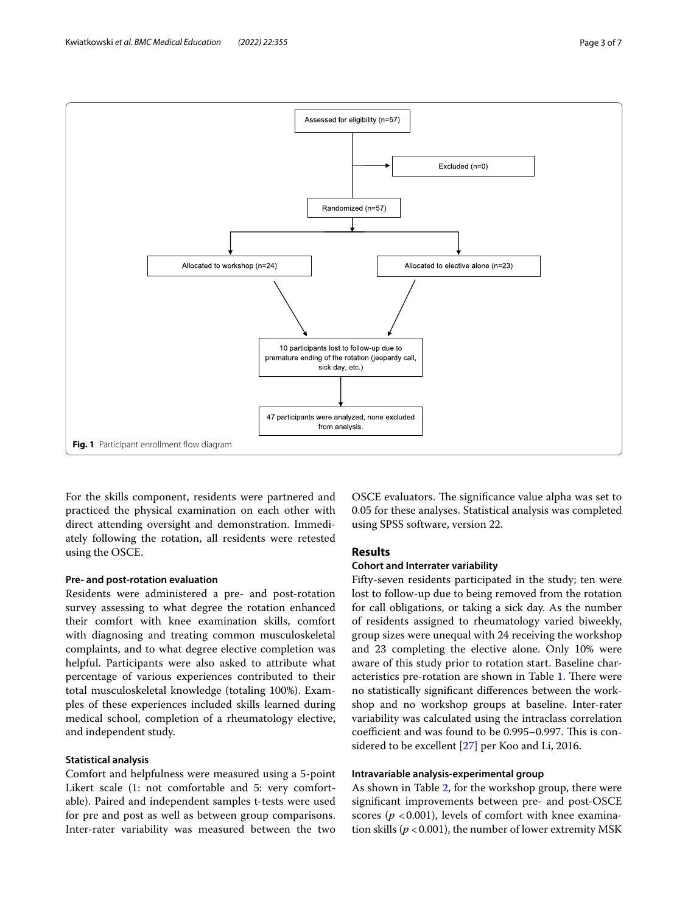Assessed for eligibility (n=57)

Excluded (n=0)

Randomized (n=57)

Allocated to workshop (n=24)

Allocated to elective alone (n=23)

10 participants lost to follow-up due to premature ending of the rotation (jeopardy call, sick day, etc.)

47 participants were analyzed, none excluded from analysis.

**Fig. 1** Participant enrollment flow diagram

For the skills component, residents were partnered and practiced the physical examination on each other with direct attending oversight and demonstration. Immediately following the rotation, all residents were retested using the OSCE.

#### Pre- and post-rotation evaluation

Residents were administered a pre- and post-rotation survey assessing to what degree the rotation enhanced their comfort with knee examination skills, comfort with diagnosing and treating common musculoskeletal complaints, and to what degree elective completion was helpful. Participants were also asked to attribute what percentage of various experiences contributed to their total musculoskeletal knowledge (totaling 100%). Examples of these experiences included skills learned during medical school, completion of a rheumatology elective, and independent study.

#### Statistical analysis

Comfort and helpfulness were measured using a 5-point Likert scale (1: not comfortable and 5: very comfortable). Paired and independent samples t-tests were used for pre and post as well as between group comparisons. Inter-rater variability was measured between the two OSCE evaluators. The significance value alpha was set to 0.05 for these analyses. Statistical analysis was completed using SPSS software, version 22.

## Results

#### Cohort and Interrater variability

Fifty-seven residents participated in the study; ten were lost to follow-up due to being removed from the rotation for call obligations, or taking a sick day. As the number of residents assigned to rheumatology varied biweekly, group sizes were unequal with 24 receiving the workshop and 23 completing the elective alone. Only 10% were aware of this study prior to rotation start. Baseline characteristics pre-rotation are shown in Table 1. There were no statistically significant differences between the workshop and no workshop groups at baseline. Inter-rater variability was calculated using the intraclass correlation coefficient and was found to be 0.995–0.997. This is considered to be excellent [27] per Koo and Li, 2016.

#### Intravariable analysis-experimental group

As shown in Table 2, for the workshop group, there were significant improvements between pre- and post-OSCE scores ($p < 0.001$), levels of comfort with knee examination skills ($p < 0.001$), the number of lower extremity MSK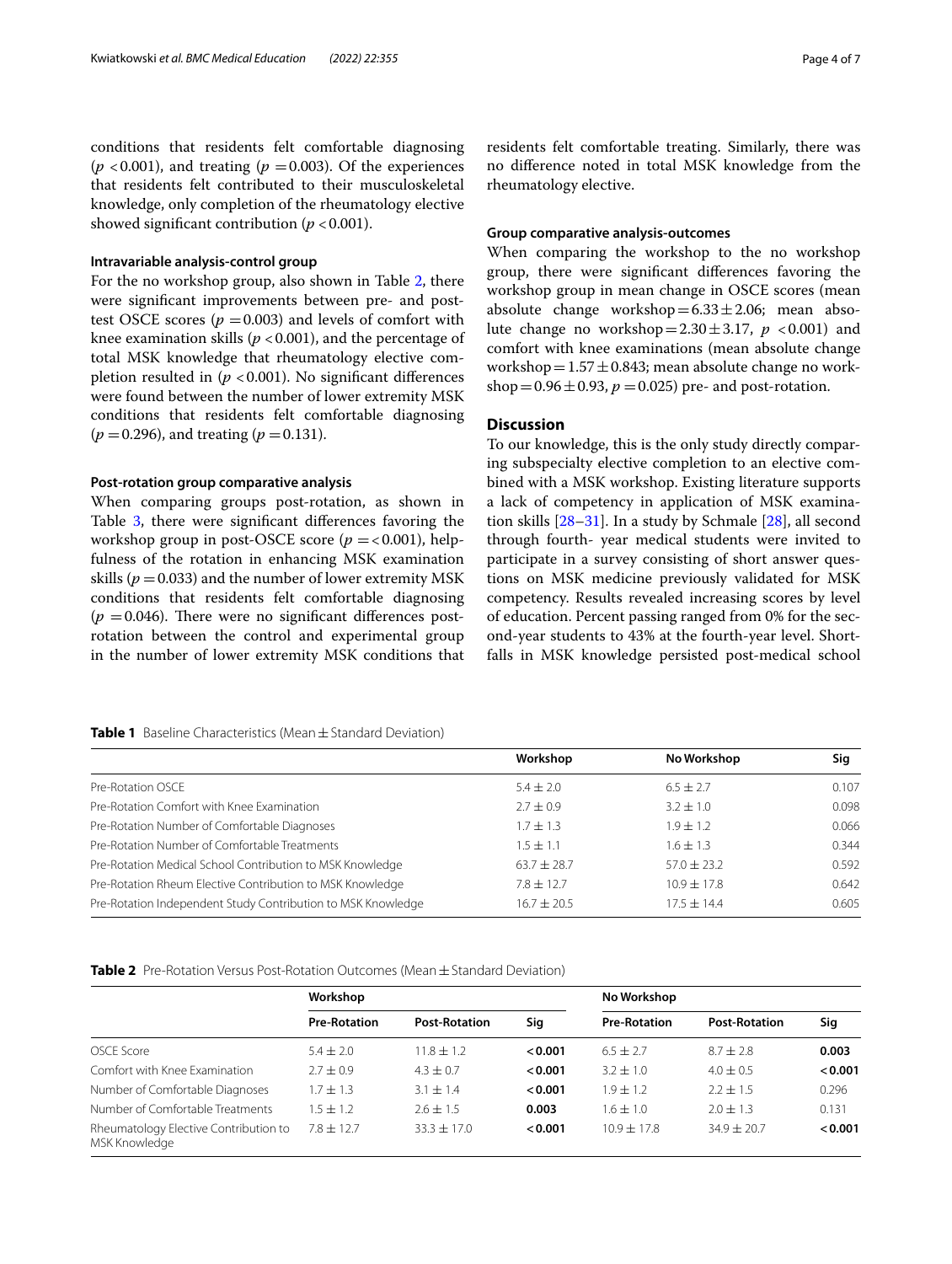conditions that residents felt comfortable diagnosing ($p < 0.001$), and treating ($p = 0.003$). Of the experiences that residents felt contributed to their musculoskeletal knowledge, only completion of the rheumatology elective showed significant contribution ($p < 0.001$).

#### Intravariable analysis-control group

For the no workshop group, also shown in Table 2, there were significant improvements between pre- and post-test OSCE scores ($p = 0.003$) and levels of comfort with knee examination skills ($p < 0.001$), and the percentage of total MSK knowledge that rheumatology elective completion resulted in ($p < 0.001$). No significant differences were found between the number of lower extremity MSK conditions that residents felt comfortable diagnosing ($p = 0.296$), and treating ($p = 0.131$).

#### Post-rotation group comparative analysis

When comparing groups post-rotation, as shown in Table 3, there were significant differences favoring the workshop group in post-OSCE score ($p = < 0.001$), helpfulness of the rotation in enhancing MSK examination skills ($p = 0.033$) and the number of lower extremity MSK conditions that residents felt comfortable diagnosing ($p = 0.046$). There were no significant differences post-rotation between the control and experimental group in the number of lower extremity MSK conditions that residents felt comfortable treating. Similarly, there was no difference noted in total MSK knowledge from the rheumatology elective.

#### Group comparative analysis-outcomes

When comparing the workshop to the no workshop group, there were significant differences favoring the workshop group in mean change in OSCE scores (mean absolute change workshop = 6.33 ± 2.06; mean absolute change no workshop = 2.30 ± 3.17, $p < 0.001$) and comfort with knee examinations (mean absolute change workshop = 1.57 ± 0.843; mean absolute change no workshop = 0.96 ± 0.93, $p = 0.025$) pre- and post-rotation.

## Discussion

To our knowledge, this is the only study directly comparing subspecialty elective completion to an elective combined with a MSK workshop. Existing literature supports a lack of competency in application of MSK examination skills [28–31]. In a study by Schmale [28], all second through fourth- year medical students were invited to participate in a survey consisting of short answer questions on MSK medicine previously validated for MSK competency. Results revealed increasing scores by level of education. Percent passing ranged from 0% for the second-year students to 43% at the fourth-year level. Shortfalls in MSK knowledge persisted post-medical school

**Table 1** Baseline Characteristics (Mean ± Standard Deviation)

| | Workshop | No Workshop | Sig |
|---|---|---|---|
| Pre-Rotation OSCE | 5.4 ± 2.0 | 6.5 ± 2.7 | 0.107 |
| Pre-Rotation Comfort with Knee Examination | 2.7 ± 0.9 | 3.2 ± 1.0 | 0.098 |
| Pre-Rotation Number of Comfortable Diagnoses | 1.7 ± 1.3 | 1.9 ± 1.2 | 0.066 |
| Pre-Rotation Number of Comfortable Treatments | 1.5 ± 1.1 | 1.6 ± 1.3 | 0.344 |
| Pre-Rotation Medical School Contribution to MSK Knowledge | 63.7 ± 28.7 | 57.0 ± 23.2 | 0.592 |
| Pre-Rotation Rheum Elective Contribution to MSK Knowledge | 7.8 ± 12.7 | 10.9 ± 17.8 | 0.642 |
| Pre-Rotation Independent Study Contribution to MSK Knowledge | 16.7 ± 20.5 | 17.5 ± 14.4 | 0.605 |

**Table 2** Pre-Rotation Versus Post-Rotation Outcomes (Mean ± Standard Deviation)

| | Workshop | | | No Workshop | | |
|---|---|---|---|---|---|---|
| | **Pre-Rotation** | **Post-Rotation** | **Sig** | **Pre-Rotation** | **Post-Rotation** | **Sig** |
| OSCE Score | 5.4 ± 2.0 | 11.8 ± 1.2 | **< 0.001** | 6.5 ± 2.7 | 8.7 ± 2.8 | **0.003** |
| Comfort with Knee Examination | 2.7 ± 0.9 | 4.3 ± 0.7 | **< 0.001** | 3.2 ± 1.0 | 4.0 ± 0.5 | **< 0.001** |
| Number of Comfortable Diagnoses | 1.7 ± 1.3 | 3.1 ± 1.4 | **< 0.001** | 1.9 ± 1.2 | 2.2 ± 1.5 | 0.296 |
| Number of Comfortable Treatments | 1.5 ± 1.2 | 2.6 ± 1.5 | **0.003** | 1.6 ± 1.0 | 2.0 ± 1.3 | 0.131 |
| Rheumatology Elective Contribution to MSK Knowledge | 7.8 ± 12.7 | 33.3 ± 17.0 | **< 0.001** | 10.9 ± 17.8 | 34.9 ± 20.7 | **< 0.001** |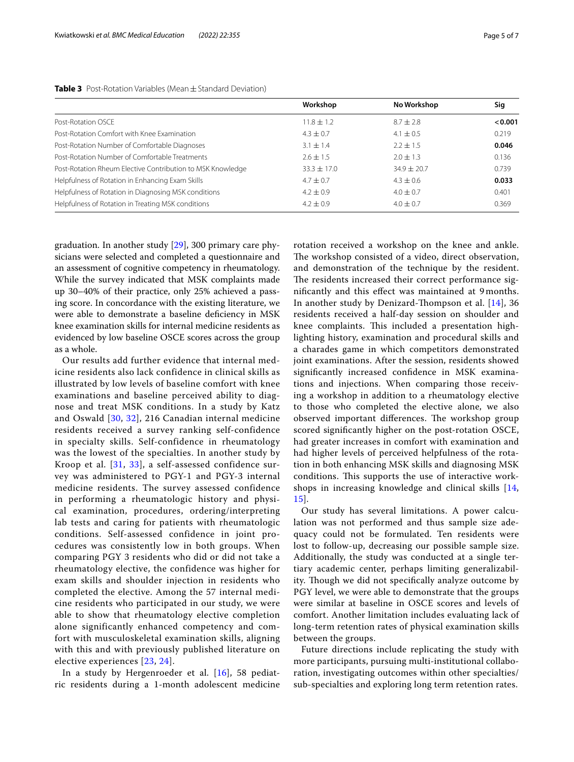**Table 3** Post-Rotation Variables (Mean ± Standard Deviation)

| | Workshop | No Workshop | Sig |
|---|---|---|---|
| Post-Rotation OSCE | 11.8 ± 1.2 | 8.7 ± 2.8 | **< 0.001** |
| Post-Rotation Comfort with Knee Examination | 4.3 ± 0.7 | 4.1 ± 0.5 | 0.219 |
| Post-Rotation Number of Comfortable Diagnoses | 3.1 ± 1.4 | 2.2 ± 1.5 | **0.046** |
| Post-Rotation Number of Comfortable Treatments | 2.6 ± 1.5 | 2.0 ± 1.3 | 0.136 |
| Post-Rotation Rheum Elective Contribution to MSK Knowledge | 33.3 ± 17.0 | 34.9 ± 20.7 | 0.739 |
| Helpfulness of Rotation in Enhancing Exam Skills | 4.7 ± 0.7 | 4.3 ± 0.6 | **0.033** |
| Helpfulness of Rotation in Diagnosing MSK conditions | 4.2 ± 0.9 | 4.0 ± 0.7 | 0.401 |
| Helpfulness of Rotation in Treating MSK conditions | 4.2 ± 0.9 | 4.0 ± 0.7 | 0.369 |

graduation. In another study [29], 300 primary care physicians were selected and completed a questionnaire and an assessment of cognitive competency in rheumatology. While the survey indicated that MSK complaints made up 30–40% of their practice, only 25% achieved a passing score. In concordance with the existing literature, we were able to demonstrate a baseline deficiency in MSK knee examination skills for internal medicine residents as evidenced by low baseline OSCE scores across the group as a whole.

Our results add further evidence that internal medicine residents also lack confidence in clinical skills as illustrated by low levels of baseline comfort with knee examinations and baseline perceived ability to diagnose and treat MSK conditions. In a study by Katz and Oswald [30, 32], 216 Canadian internal medicine residents received a survey ranking self-confidence in specialty skills. Self-confidence in rheumatology was the lowest of the specialties. In another study by Kroop et al. [31, 33], a self-assessed confidence survey was administered to PGY-1 and PGY-3 internal medicine residents. The survey assessed confidence in performing a rheumatologic history and physical examination, procedures, ordering/interpreting lab tests and caring for patients with rheumatologic conditions. Self-assessed confidence in joint procedures was consistently low in both groups. When comparing PGY 3 residents who did or did not take a rheumatology elective, the confidence was higher for exam skills and shoulder injection in residents who completed the elective. Among the 57 internal medicine residents who participated in our study, we were able to show that rheumatology elective completion alone significantly enhanced competency and comfort with musculoskeletal examination skills, aligning with this and with previously published literature on elective experiences [23, 24].

In a study by Hergenroeder et al. [16], 58 pediatric residents during a 1-month adolescent medicine rotation received a workshop on the knee and ankle. The workshop consisted of a video, direct observation, and demonstration of the technique by the resident. The residents increased their correct performance significantly and this effect was maintained at 9 months. In another study by Denizard-Thompson et al. [14], 36 residents received a half-day session on shoulder and knee complaints. This included a presentation highlighting history, examination and procedural skills and a charades game in which competitors demonstrated joint examinations. After the session, residents showed significantly increased confidence in MSK examinations and injections. When comparing those receiving a workshop in addition to a rheumatology elective to those who completed the elective alone, we also observed important differences. The workshop group scored significantly higher on the post-rotation OSCE, had greater increases in comfort with examination and had higher levels of perceived helpfulness of the rotation in both enhancing MSK skills and diagnosing MSK conditions. This supports the use of interactive workshops in increasing knowledge and clinical skills [14, 15].

Our study has several limitations. A power calculation was not performed and thus sample size adequacy could not be formulated. Ten residents were lost to follow-up, decreasing our possible sample size. Additionally, the study was conducted at a single tertiary academic center, perhaps limiting generalizability. Though we did not specifically analyze outcome by PGY level, we were able to demonstrate that the groups were similar at baseline in OSCE scores and levels of comfort. Another limitation includes evaluating lack of long-term retention rates of physical examination skills between the groups.

Future directions include replicating the study with more participants, pursuing multi-institutional collaboration, investigating outcomes within other specialties/sub-specialties and exploring long term retention rates.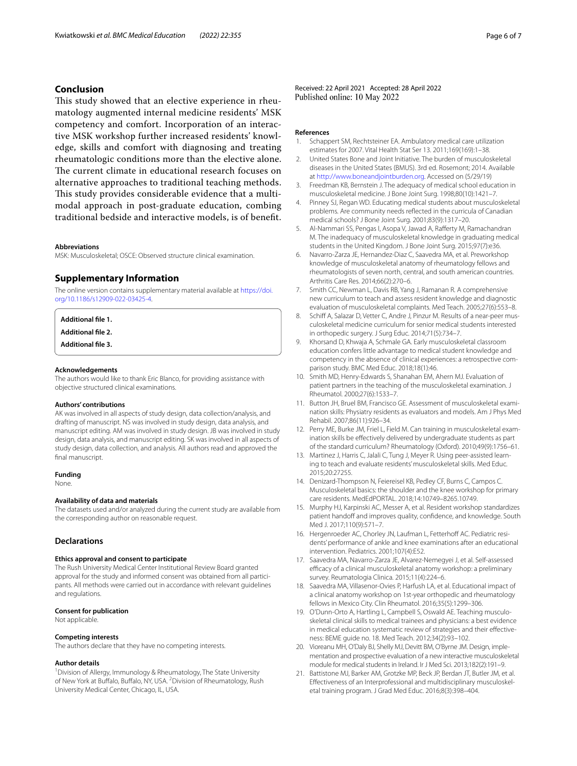## Conclusion

This study showed that an elective experience in rheumatology augmented internal medicine residents' MSK competency and comfort. Incorporation of an interactive MSK workshop further increased residents' knowledge, skills and comfort with diagnosing and treating rheumatologic conditions more than the elective alone. The current climate in educational research focuses on alternative approaches to traditional teaching methods. This study provides considerable evidence that a multimodal approach in post-graduate education, combing traditional bedside and interactive models, is of benefit.

### Abbreviations

MSK: Musculoskeletal; OSCE: Observed structure clinical examination.

## Supplementary Information

The online version contains supplementary material available at https://doi.org/10.1186/s12909-022-03425-4.

**Additional file 1.**

**Additional file 2.**

**Additional file 3.**

### Acknowledgements

The authors would like to thank Eric Blanco, for providing assistance with objective structured clinical examinations.

### Authors' contributions

AK was involved in all aspects of study design, data collection/analysis, and drafting of manuscript. NS was involved in study design, data analysis, and manuscript editing. AM was involved in study design. JB was involved in study design, data analysis, and manuscript editing. SK was involved in all aspects of study design, data collection, and analysis. All authors read and approved the final manuscript.

### Funding

None.

### Availability of data and materials

The datasets used and/or analyzed during the current study are available from the corresponding author on reasonable request.

## Declarations

### Ethics approval and consent to participate

The Rush University Medical Center Institutional Review Board granted approval for the study and informed consent was obtained from all participants. All methods were carried out in accordance with relevant guidelines and regulations.

### Consent for publication

Not applicable.

### Competing interests

The authors declare that they have no competing interests.

### Author details

[1]Division of Allergy, Immunology & Rheumatology, The State University of New York at Buffalo, Buffalo, NY, USA. [2]Division of Rheumatology, Rush University Medical Center, Chicago, IL, USA.

Received: 22 April 2021 Accepted: 28 April 2022
Published online: 10 May 2022

### References

1. Schappert SM, Rechtsteiner EA. Ambulatory medical care utilization estimates for 2007. Vital Health Stat Ser 13. 2011;169(169):1–38.
2. United States Bone and Joint Initiative. The burden of musculoskeletal diseases in the United States (BMUS). 3rd ed. Rosemont; 2014. Available at http://www.boneandjointburden.org. Accessed on (5/29/19)
3. Freedman KB, Bernstein J. The adequacy of medical school education in musculoskeletal medicine. J Bone Joint Surg. 1998;80(10):1421–7.
4. Pinney SJ, Regan WD. Educating medical students about musculoskeletal problems. Are community needs reflected in the curricula of Canadian medical schools? J Bone Joint Surg. 2001;83(9):1317–20.
5. Al-Nammari SS, Pengas I, Asopa V, Jawad A, Rafferty M, Ramachandran M. The inadequacy of musculoskeletal knowledge in graduating medical students in the United Kingdom. J Bone Joint Surg. 2015;97(7):e36.
6. Navarro-Zarza JE, Hernandez-Diaz C, Saavedra MA, et al. Preworkshop knowledge of musculoskeletal anatomy of rheumatology fellows and rheumatologists of seven north, central, and south american countries. Arthritis Care Res. 2014;66(2):270–6.
7. Smith CC, Newman L, Davis RB, Yang J, Ramanan R. A comprehensive new curriculum to teach and assess resident knowledge and diagnostic evaluation of musculoskeletal complaints. Med Teach. 2005;27(6):553–8.
8. Schiff A, Salazar D, Vetter C, Andre J, Pinzur M. Results of a near-peer musculoskeletal medicine curriculum for senior medical students interested in orthopedic surgery. J Surg Educ. 2014;71(5):734–7.
9. Khorsand D, Khwaja A, Schmale GA. Early musculoskeletal classroom education confers little advantage to medical student knowledge and competency in the absence of clinical experiences: a retrospective comparison study. BMC Med Educ. 2018;18(1):46.
10. Smith MD, Henry-Edwards S, Shanahan EM, Ahern MJ. Evaluation of patient partners in the teaching of the musculoskeletal examination. J Rheumatol. 2000;27(6):1533–7.
11. Button JH, Bruel BM, Francisco GE. Assessment of musculoskeletal examination skills: Physiatry residents as evaluators and models. Am J Phys Med Rehabil. 2007;86(11):926–34.
12. Perry ME, Burke JM, Friel L, Field M. Can training in musculoskeletal examination skills be effectively delivered by undergraduate students as part of the standard curriculum? Rheumatology (Oxford). 2010;49(9):1756–61.
13. Martinez J, Harris C, Jalali C, Tung J, Meyer R. Using peer-assisted learning to teach and evaluate residents' musculoskeletal skills. Med Educ. 2015;20:27255.
14. Denizard-Thompson N, Feiereisel KB, Pedley CF, Burns C, Campos C. Musculoskeletal basics: the shoulder and the knee workshop for primary care residents. MedEdPORTAL. 2018;14:10749–8265.10749.
15. Murphy HJ, Karpinski AC, Messer A, et al. Resident workshop standardizes patient handoff and improves quality, confidence, and knowledge. South Med J. 2017;110(9):571–7.
16. Hergenroeder AC, Chorley JN, Laufman L, Fetterhoff AC. Pediatric residents' performance of ankle and knee examinations after an educational intervention. Pediatrics. 2001;107(4):E52.
17. Saavedra MA, Navarro-Zarza JE, Alvarez-Nemegyei J, et al. Self-assessed efficacy of a clinical musculoskeletal anatomy workshop: a preliminary survey. Reumatologia Clinica. 2015;11(4):224–6.
18. Saavedra MA, Villasenor-Ovies P, Harfush LA, et al. Educational impact of a clinical anatomy workshop on 1st-year orthopedic and rheumatology fellows in Mexico City. Clin Rheumatol. 2016;35(5):1299–306.
19. O'Dunn-Orto A, Hartling L, Campbell S, Oswald AE. Teaching musculoskeletal clinical skills to medical trainees and physicians: a best evidence in medical education systematic review of strategies and their effectiveness: BEME guide no. 18. Med Teach. 2012;34(2):93–102.
20. Vioreanu MH, O'Daly BJ, Shelly MJ, Devitt BM, O'Byrne JM. Design, implementation and prospective evaluation of a new interactive musculoskeletal module for medical students in Ireland. Ir J Med Sci. 2013;182(2):191–9.
21. Battistone MJ, Barker AM, Grotzke MP, Beck JP, Berdan JT, Butler JM, et al. Effectiveness of an Interprofessional and multidisciplinary musculoskeletal training program. J Grad Med Educ. 2016;8(3):398–404.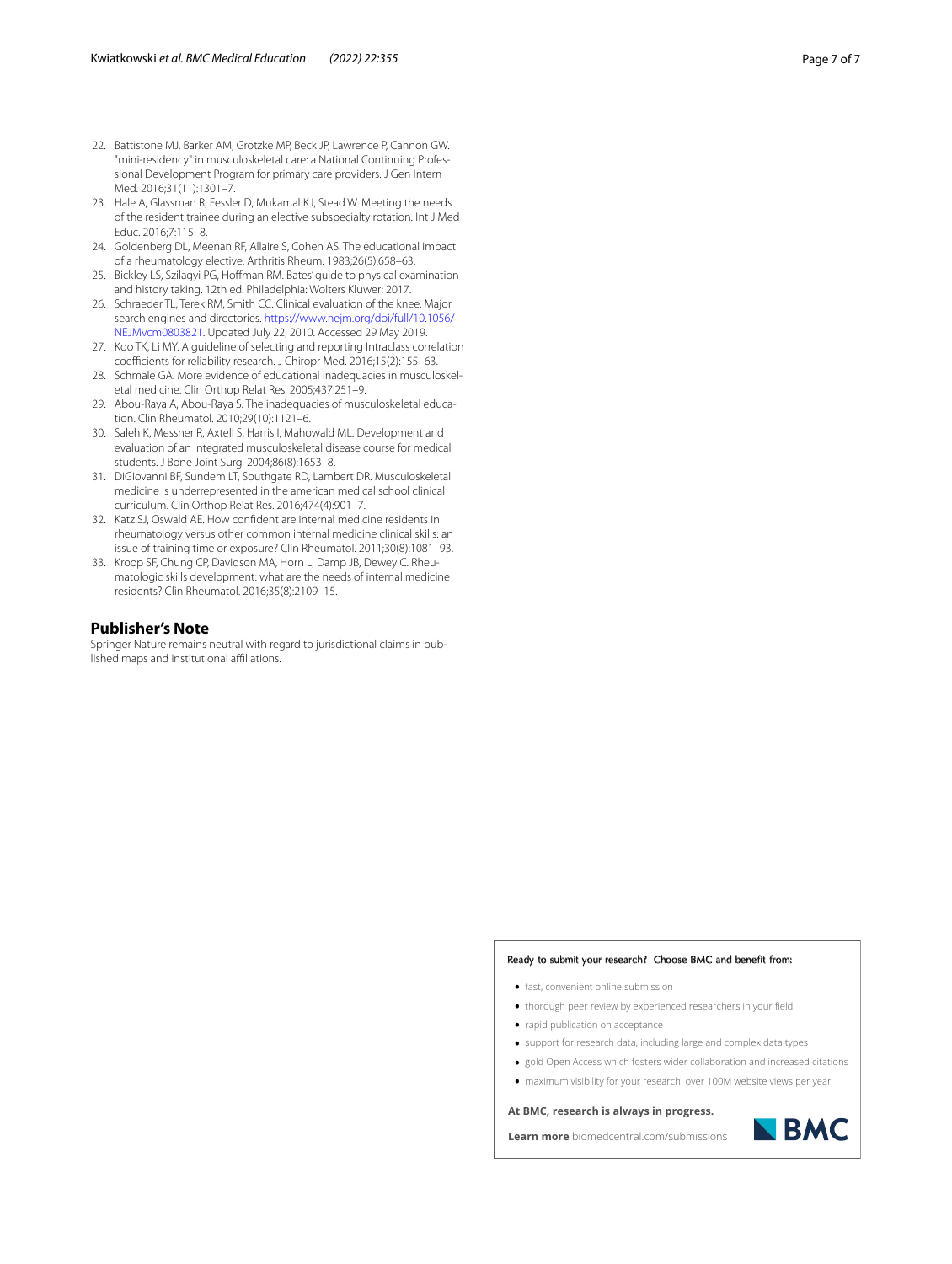22. Battistone MJ, Barker AM, Grotzke MP, Beck JP, Lawrence P, Cannon GW. "mini-residency" in musculoskeletal care: a National Continuing Professional Development Program for primary care providers. J Gen Intern Med. 2016;31(11):1301–7.
23. Hale A, Glassman R, Fessler D, Mukamal KJ, Stead W. Meeting the needs of the resident trainee during an elective subspecialty rotation. Int J Med Educ. 2016;7:115–8.
24. Goldenberg DL, Meenan RF, Allaire S, Cohen AS. The educational impact of a rheumatology elective. Arthritis Rheum. 1983;26(5):658–63.
25. Bickley LS, Szilagyi PG, Hoffman RM. Bates' guide to physical examination and history taking. 12th ed. Philadelphia: Wolters Kluwer; 2017.
26. Schraeder TL, Terek RM, Smith CC. Clinical evaluation of the knee. Major search engines and directories. https://www.nejm.org/doi/full/10.1056/NEJMvcm0803821. Updated July 22, 2010. Accessed 29 May 2019.
27. Koo TK, Li MY. A guideline of selecting and reporting Intraclass correlation coefficients for reliability research. J Chiropr Med. 2016;15(2):155–63.
28. Schmale GA. More evidence of educational inadequacies in musculoskeletal medicine. Clin Orthop Relat Res. 2005;437:251–9.
29. Abou-Raya A, Abou-Raya S. The inadequacies of musculoskeletal education. Clin Rheumatol. 2010;29(10):1121–6.
30. Saleh K, Messner R, Axtell S, Harris I, Mahowald ML. Development and evaluation of an integrated musculoskeletal disease course for medical students. J Bone Joint Surg. 2004;86(8):1653–8.
31. DiGiovanni BF, Sundem LT, Southgate RD, Lambert DR. Musculoskeletal medicine is underrepresented in the american medical school clinical curriculum. Clin Orthop Relat Res. 2016;474(4):901–7.
32. Katz SJ, Oswald AE. How confident are internal medicine residents in rheumatology versus other common internal medicine clinical skills: an issue of training time or exposure? Clin Rheumatol. 2011;30(8):1081–93.
33. Kroop SF, Chung CP, Davidson MA, Horn L, Damp JB, Dewey C. Rheumatologic skills development: what are the needs of internal medicine residents? Clin Rheumatol. 2016;35(8):2109–15.

## Publisher's Note

Springer Nature remains neutral with regard to jurisdictional claims in published maps and institutional affiliations.

Ready to submit your research? Choose BMC and benefit from:

- fast, convenient online submission
- thorough peer review by experienced researchers in your field
- rapid publication on acceptance
- support for research data, including large and complex data types
- gold Open Access which fosters wider collaboration and increased citations
- maximum visibility for your research: over 100M website views per year

**At BMC, research is always in progress.**

**Learn more** biomedcentral.com/submissions

BMC